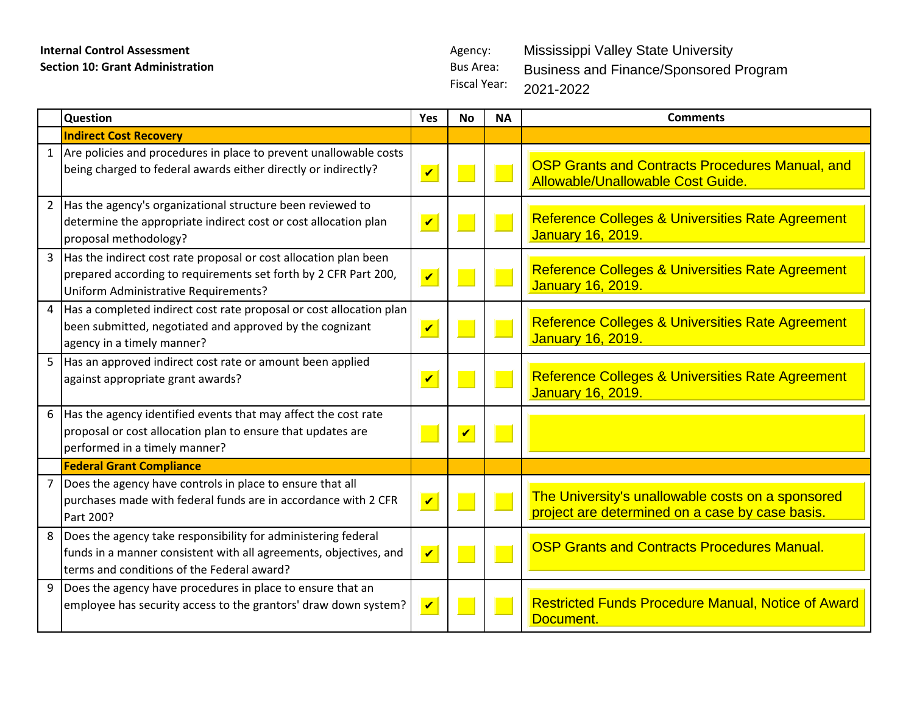**Internal Control Assessment**
**Section 10: Grant Administration**

Agency: Mississippi Valley State University
Bus Area: Business and Finance/Sponsored Program
Fiscal Year: 2021-2022

| | Question | Yes | No | NA | Comments |
|---|---|---|---|---|---|
| | **Indirect Cost Recovery** | | | | |
| 1 | Are policies and procedures in place to prevent unallowable costs being charged to federal awards either directly or indirectly? | ✔ | | | OSP Grants and Contracts Procedures Manual, and Allowable/Unallowable Cost Guide. |
| 2 | Has the agency's organizational structure been reviewed to determine the appropriate indirect cost or cost allocation plan proposal methodology? | ✔ | | | Reference Colleges & Universities Rate Agreement January 16, 2019. |
| 3 | Has the indirect cost rate proposal or cost allocation plan been prepared according to requirements set forth by 2 CFR Part 200, Uniform Administrative Requirements? | ✔ | | | Reference Colleges & Universities Rate Agreement January 16, 2019. |
| 4 | Has a completed indirect cost rate proposal or cost allocation plan been submitted, negotiated and approved by the cognizant agency in a timely manner? | ✔ | | | Reference Colleges & Universities Rate Agreement January 16, 2019. |
| 5 | Has an approved indirect cost rate or amount been applied against appropriate grant awards? | ✔ | | | Reference Colleges & Universities Rate Agreement January 16, 2019. |
| 6 | Has the agency identified events that may affect the cost rate proposal or cost allocation plan to ensure that updates are performed in a timely manner? | | ✔ | | |
| | **Federal Grant Compliance** | | | | |
| 7 | Does the agency have controls in place to ensure that all purchases made with federal funds are in accordance with 2 CFR Part 200? | ✔ | | | The University's unallowable costs on a sponsored project are determined on a case by case basis. |
| 8 | Does the agency take responsibility for administering federal funds in a manner consistent with all agreements, objectives, and terms and conditions of the Federal award? | ✔ | | | OSP Grants and Contracts Procedures Manual. |
| 9 | Does the agency have procedures in place to ensure that an employee has security access to the grantors' draw down system? | ✔ | | | Restricted Funds Procedure Manual, Notice of Award Document. |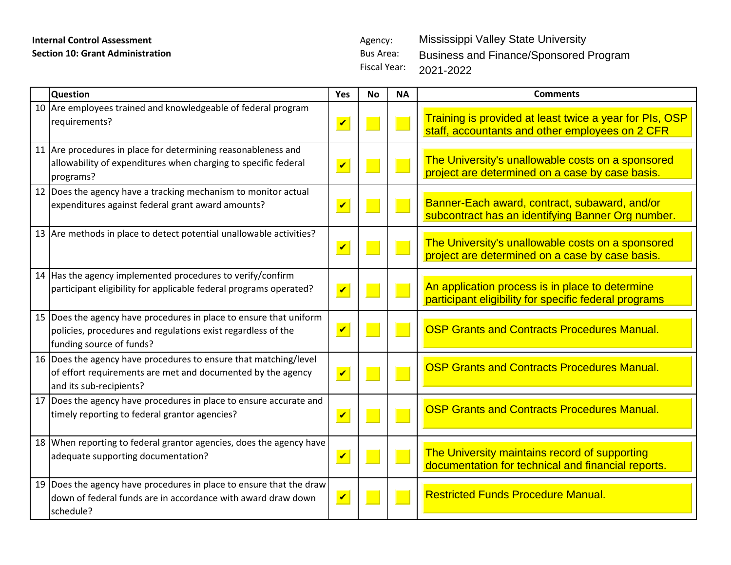**Internal Control Assessment**
**Section 10: Grant Administration**

Agency: Mississippi Valley State University
Bus Area: Business and Finance/Sponsored Program
Fiscal Year: 2021-2022

| | Question | Yes | No | NA | Comments |
|---|---|---|---|---|---|
| 10 | Are employees trained and knowledgeable of federal program requirements? | ✔ | | | Training is provided at least twice a year for PIs, OSP staff, accountants and other employees on 2 CFR |
| 11 | Are procedures in place for determining reasonableness and allowability of expenditures when charging to specific federal programs? | ✔ | | | The University's unallowable costs on a sponsored project are determined on a case by case basis. |
| 12 | Does the agency have a tracking mechanism to monitor actual expenditures against federal grant award amounts? | ✔ | | | Banner-Each award, contract, subaward, and/or subcontract has an identifying Banner Org number. |
| 13 | Are methods in place to detect potential unallowable activities? | ✔ | | | The University's unallowable costs on a sponsored project are determined on a case by case basis. |
| 14 | Has the agency implemented procedures to verify/confirm participant eligibility for applicable federal programs operated? | ✔ | | | An application process is in place to determine participant eligibility for specific federal programs |
| 15 | Does the agency have procedures in place to ensure that uniform policies, procedures and regulations exist regardless of the funding source of funds? | ✔ | | | OSP Grants and Contracts Procedures Manual. |
| 16 | Does the agency have procedures to ensure that matching/level of effort requirements are met and documented by the agency and its sub-recipients? | ✔ | | | OSP Grants and Contracts Procedures Manual. |
| 17 | Does the agency have procedures in place to ensure accurate and timely reporting to federal grantor agencies? | ✔ | | | OSP Grants and Contracts Procedures Manual. |
| 18 | When reporting to federal grantor agencies, does the agency have adequate supporting documentation? | ✔ | | | The University maintains record of supporting documentation for technical and financial reports. |
| 19 | Does the agency have procedures in place to ensure that the draw down of federal funds are in accordance with award draw down schedule? | ✔ | | | Restricted Funds Procedure Manual. |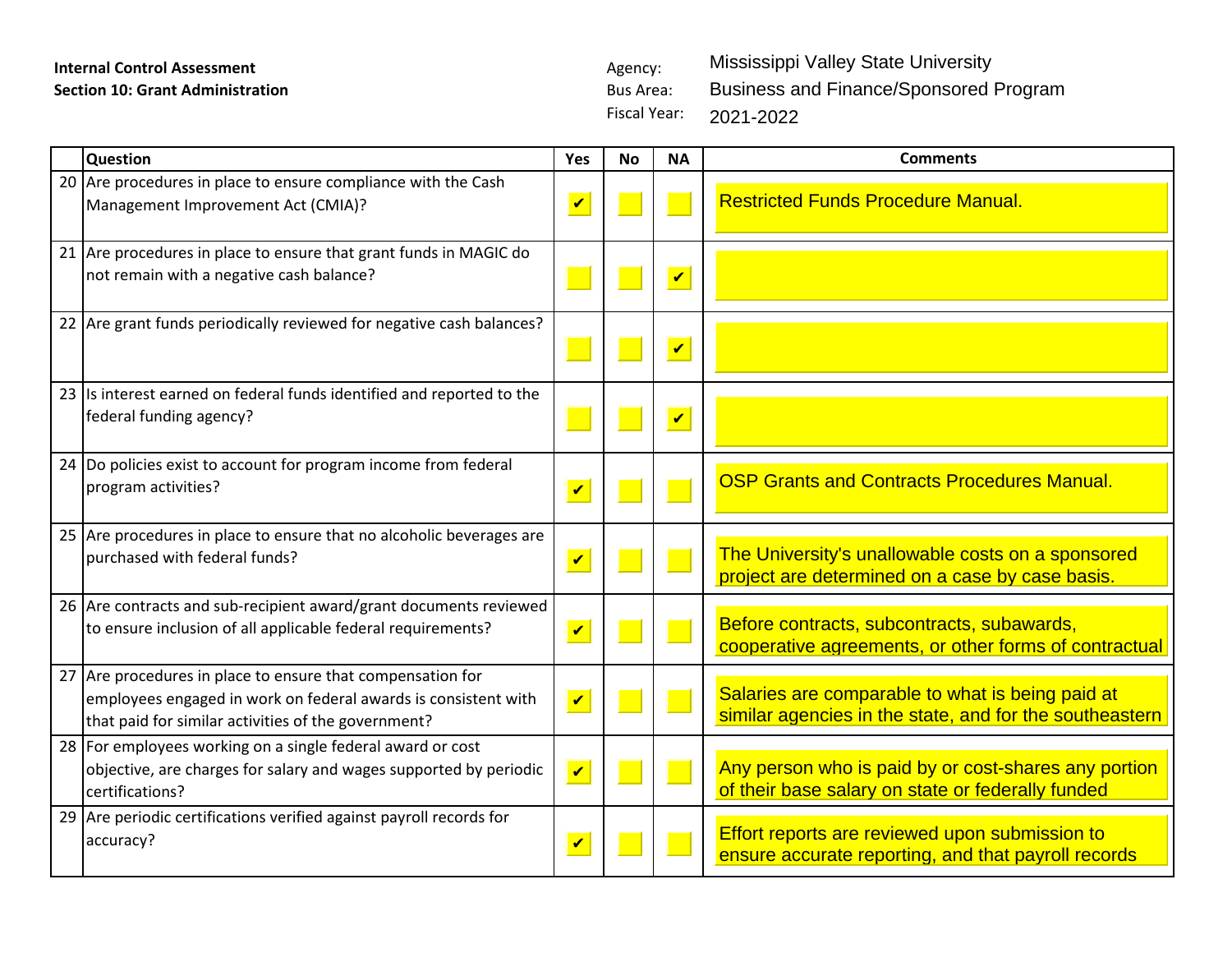**Internal Control Assessment**
**Section 10: Grant Administration**

Agency: Mississippi Valley State University
Bus Area: Business and Finance/Sponsored Program
Fiscal Year: 2021-2022

| | Question | Yes | No | NA | Comments |
|---|---|---|---|---|---|
| 20 | Are procedures in place to ensure compliance with the Cash Management Improvement Act (CMIA)? | ✔ | | | Restricted Funds Procedure Manual. |
| 21 | Are procedures in place to ensure that grant funds in MAGIC do not remain with a negative cash balance? | | | ✔ | |
| 22 | Are grant funds periodically reviewed for negative cash balances? | | | ✔ | |
| 23 | Is interest earned on federal funds identified and reported to the federal funding agency? | | | ✔ | |
| 24 | Do policies exist to account for program income from federal program activities? | ✔ | | | OSP Grants and Contracts Procedures Manual. |
| 25 | Are procedures in place to ensure that no alcoholic beverages are purchased with federal funds? | ✔ | | | The University's unallowable costs on a sponsored project are determined on a case by case basis. |
| 26 | Are contracts and sub-recipient award/grant documents reviewed to ensure inclusion of all applicable federal requirements? | ✔ | | | Before contracts, subcontracts, subawards, cooperative agreements, or other forms of contractual |
| 27 | Are procedures in place to ensure that compensation for employees engaged in work on federal awards is consistent with that paid for similar activities of the government? | ✔ | | | Salaries are comparable to what is being paid at similar agencies in the state, and for the southeastern |
| 28 | For employees working on a single federal award or cost objective, are charges for salary and wages supported by periodic certifications? | ✔ | | | Any person who is paid by or cost-shares any portion of their base salary on state or federally funded |
| 29 | Are periodic certifications verified against payroll records for accuracy? | ✔ | | | Effort reports are reviewed upon submission to ensure accurate reporting, and that payroll records |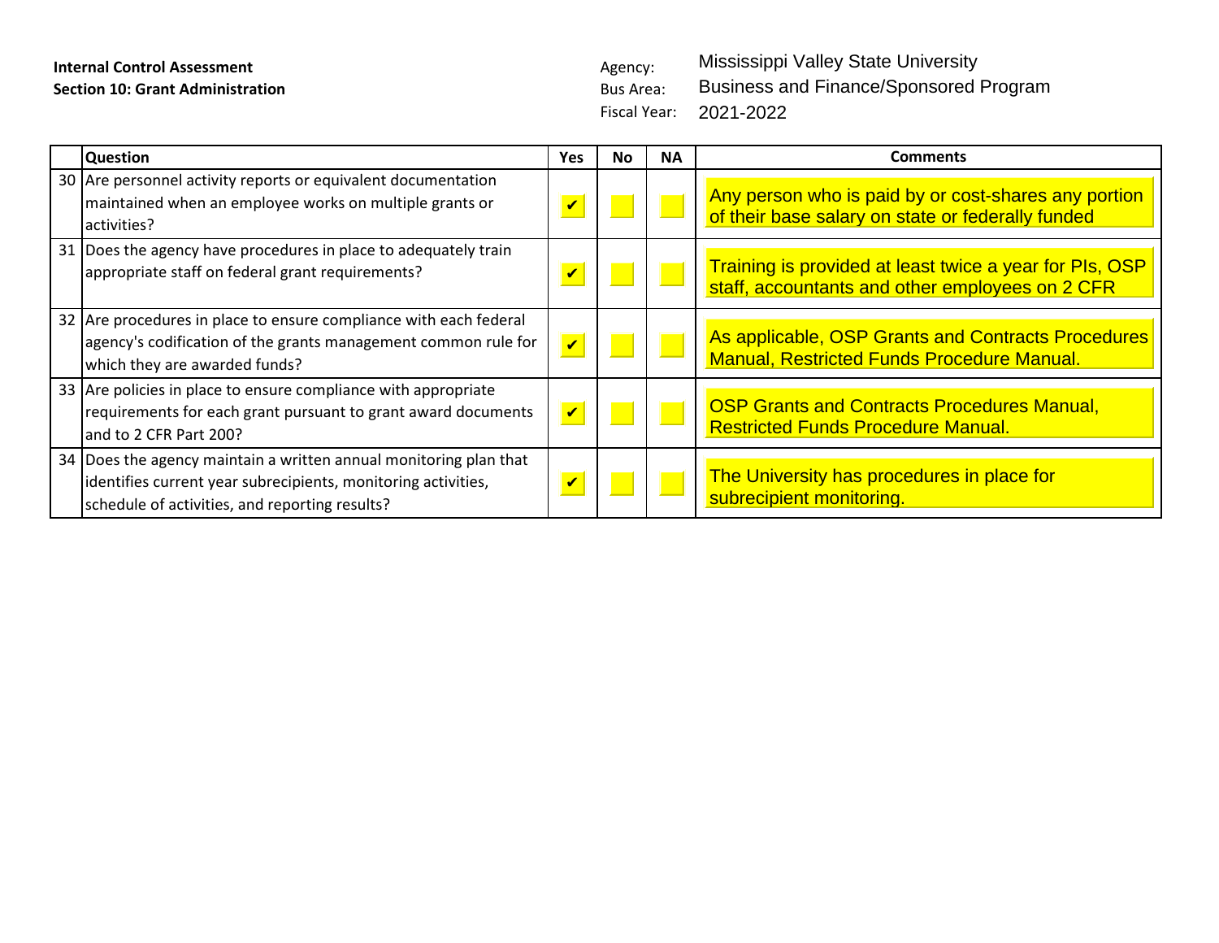**Internal Control Assessment**
**Section 10: Grant Administration**

Agency: Mississippi Valley State University
Bus Area: Business and Finance/Sponsored Program
Fiscal Year: 2021-2022

| | Question | Yes | No | NA | Comments |
|---|---|---|---|---|---|
| 30 | Are personnel activity reports or equivalent documentation maintained when an employee works on multiple grants or activities? | ✔ | | | Any person who is paid by or cost-shares any portion of their base salary on state or federally funded |
| 31 | Does the agency have procedures in place to adequately train appropriate staff on federal grant requirements? | ✔ | | | Training is provided at least twice a year for PIs, OSP staff, accountants and other employees on 2 CFR |
| 32 | Are procedures in place to ensure compliance with each federal agency's codification of the grants management common rule for which they are awarded funds? | ✔ | | | As applicable, OSP Grants and Contracts Procedures Manual, Restricted Funds Procedure Manual. |
| 33 | Are policies in place to ensure compliance with appropriate requirements for each grant pursuant to grant award documents and to 2 CFR Part 200? | ✔ | | | OSP Grants and Contracts Procedures Manual, Restricted Funds Procedure Manual. |
| 34 | Does the agency maintain a written annual monitoring plan that identifies current year subrecipients, monitoring activities, schedule of activities, and reporting results? | ✔ | | | The University has procedures in place for subrecipient monitoring. |